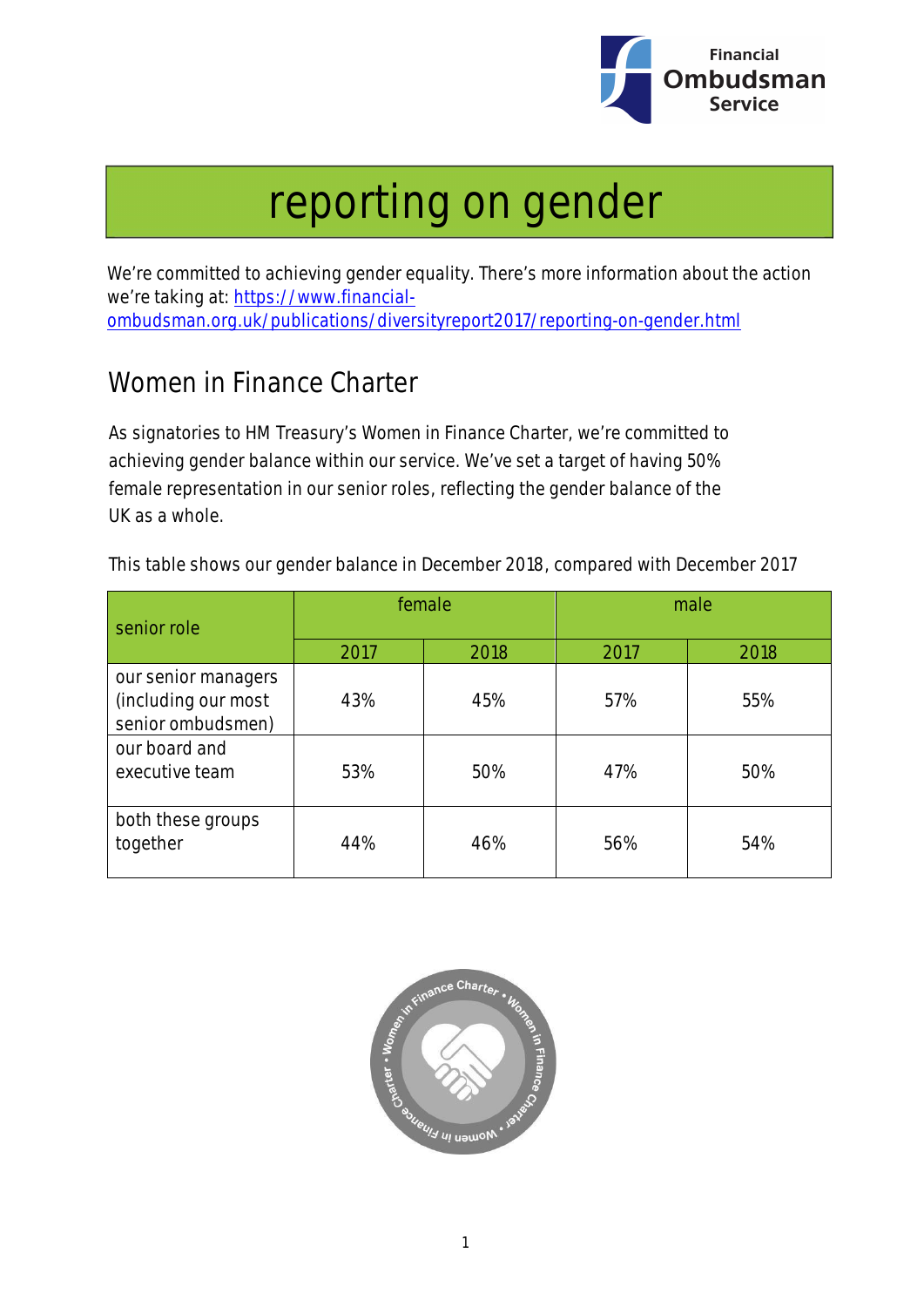# reporting on gender

We're committed to achieving gender equality. There's more information about the action we're taking at: [https://www.financial-ombudsman.org.uk/publications/diversityreport2017/reporting-on-gender.html](https://www.financial-ombudsman.org.uk/publications/diversityreport2017/reporting-on-gender.html)

## Women in Finance Charter

As signatories to HM Treasury's Women in Finance Charter, we're committed to achieving gender balance within our service. We've set a target of having 50% female representation in our senior roles, reflecting the gender balance of the UK as a whole.

This table shows our gender balance in December 2018, compared with December 2017

| senior role | female | | male | |
|---|---|---|---|---|
| | 2017 | 2018 | 2017 | 2018 |
| our senior managers (including our most senior ombudsmen) | 43% | 45% | 57% | 55% |
| our board and executive team | 53% | 50% | 47% | 50% |
| both these groups together | 44% | 46% | 56% | 54% |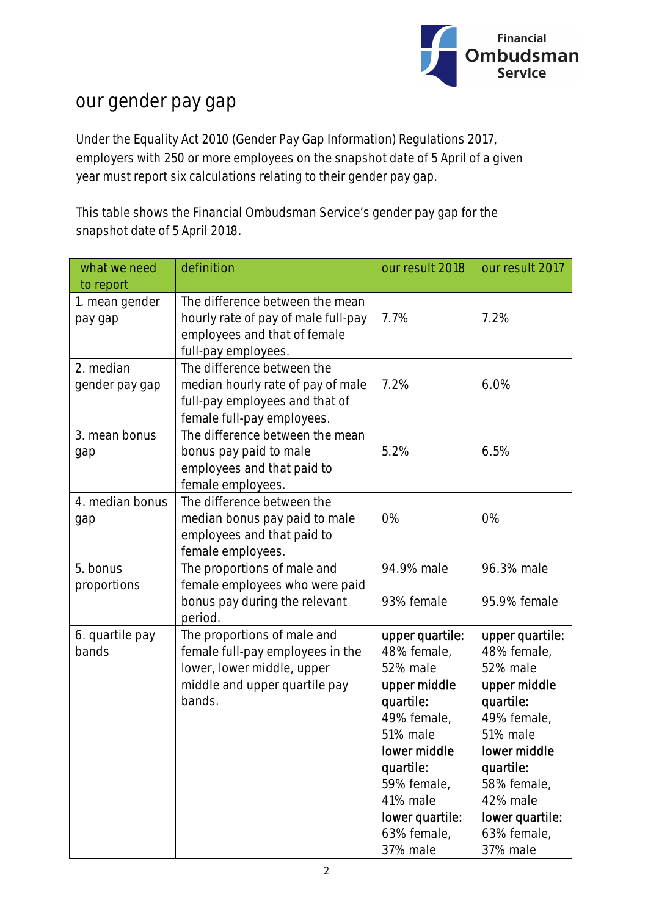Financial Ombudsman Service

# our gender pay gap

Under the Equality Act 2010 (Gender Pay Gap Information) Regulations 2017, employers with 250 or more employees on the snapshot date of 5 April of a given year must report six calculations relating to their gender pay gap.

This table shows the Financial Ombudsman Service's gender pay gap for the snapshot date of 5 April 2018.

| what we need to report | definition | our result 2018 | our result 2017 |
|---|---|---|---|
| 1. mean gender pay gap | The difference between the mean hourly rate of pay of male full-pay employees and that of female full-pay employees. | 7.7% | 7.2% |
| 2. median gender pay gap | The difference between the median hourly rate of pay of male full-pay employees and that of female full-pay employees. | 7.2% | 6.0% |
| 3. mean bonus gap | The difference between the mean bonus pay paid to male employees and that paid to female employees. | 5.2% | 6.5% |
| 4. median bonus gap | The difference between the median bonus pay paid to male employees and that paid to female employees. | 0% | 0% |
| 5. bonus proportions | The proportions of male and female employees who were paid bonus pay during the relevant period. | 94.9% male<br><br>93% female | 96.3% male<br><br>95.9% female |
| 6. quartile pay bands | The proportions of male and female full-pay employees in the lower, lower middle, upper middle and upper quartile pay bands. | upper quartile: 48% female, 52% male<br>upper middle quartile: 49% female, 51% male<br>lower middle quartile: 59% female, 41% male<br>lower quartile: 63% female, 37% male | upper quartile: 48% female, 52% male<br>upper middle quartile: 49% female, 51% male<br>lower middle quartile: 58% female, 42% male<br>lower quartile: 63% female, 37% male |